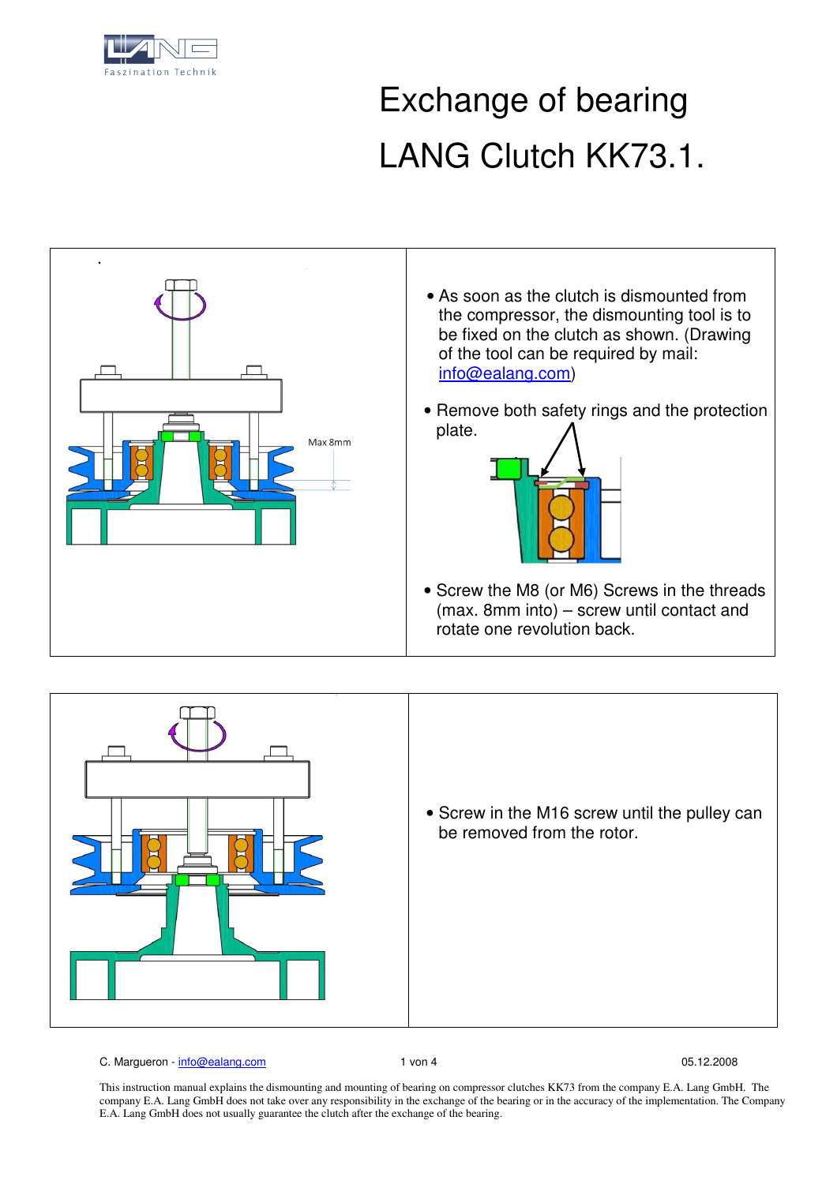# Exchange of bearing

# LANG Clutch KK73.1.

Max 8mm

- As soon as the clutch is dismounted from the compressor, the dismounting tool is to be fixed on the clutch as shown. (Drawing of the tool can be required by mail: info@ealang.com)
- Remove both safety rings and the protection plate.
- Screw the M8 (or M6) Screws in the threads (max. 8mm into) – screw until contact and rotate one revolution back.

- Screw in the M16 screw until the pulley can be removed from the rotor.

C. Margueron - info@ealang.com

05.12.2008

This instruction manual explains the dismounting and mounting of bearing on compressor clutches KK73 from the company E.A. Lang GmbH. The company E.A. Lang GmbH does not take over any responsibility in the exchange of the bearing or in the accuracy of the implementation. The Company E.A. Lang GmbH does not usually guarantee the clutch after the exchange of the bearing.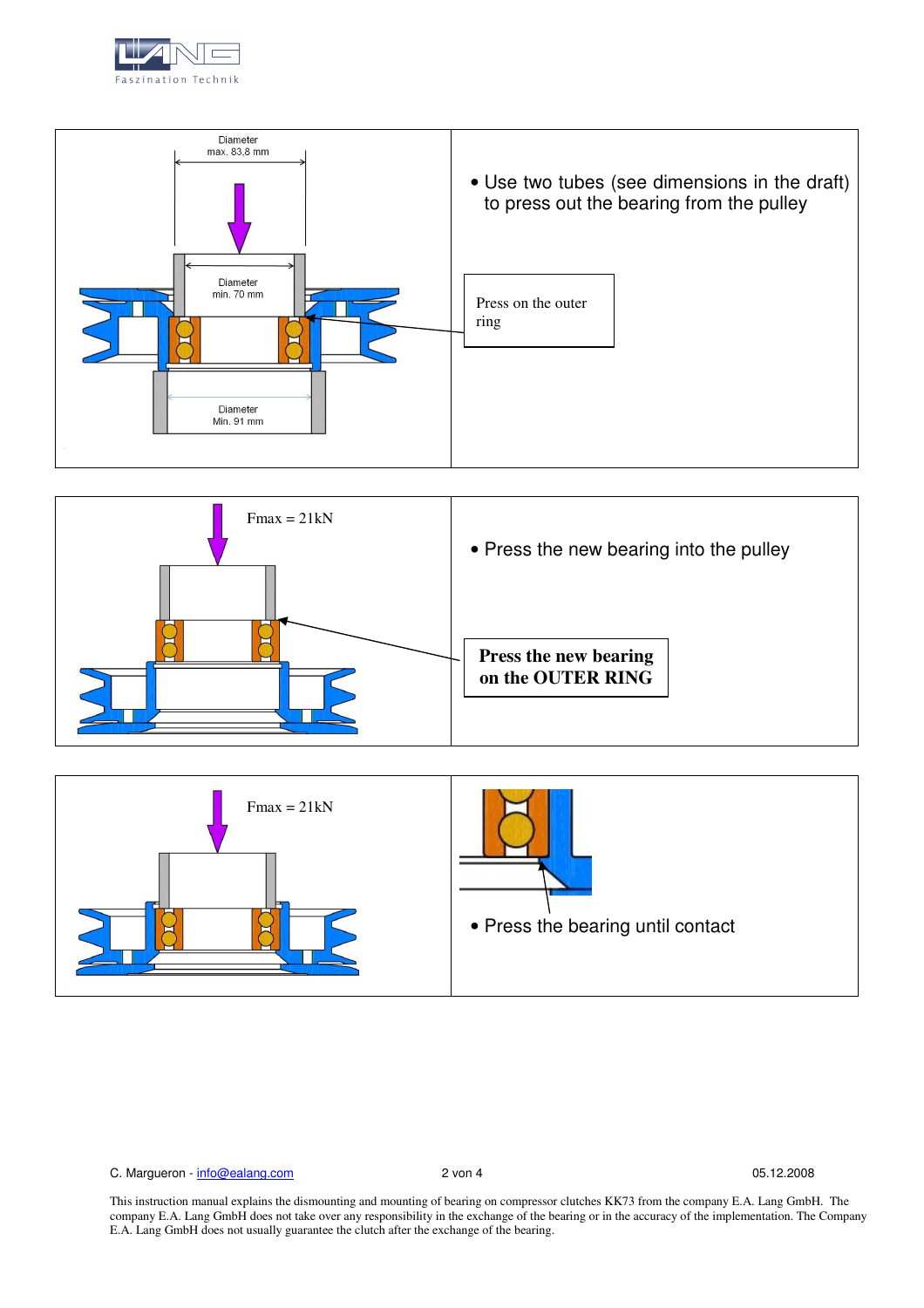Diameter max. 83,8 mm

Diameter min. 70 mm

Diameter Min. 91 mm

- Use two tubes (see dimensions in the draft) to press out the bearing from the pulley

Press on the outer ring

Fmax = 21kN

- Press the new bearing into the pulley

**Press the new bearing on the OUTER RING**

Fmax = 21kN

- Press the bearing until contact

C. Margueron - info@ealang.com

05.12.2008

This instruction manual explains the dismounting and mounting of bearing on compressor clutches KK73 from the company E.A. Lang GmbH. The company E.A. Lang GmbH does not take over any responsibility in the exchange of the bearing or in the accuracy of the implementation. The Company E.A. Lang GmbH does not usually guarantee the clutch after the exchange of the bearing.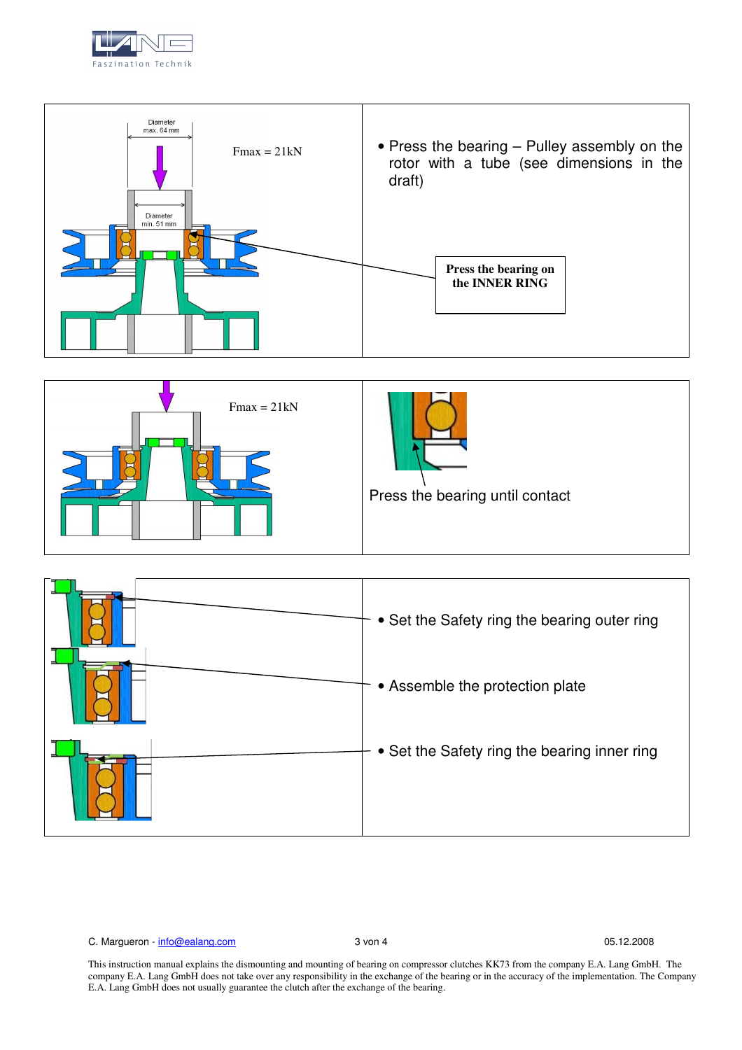| | |
|---|---|
| Diameter max. 64 mm<br><br>Fmax = 21kN<br><br>Diameter min. 51 mm | • Press the bearing – Pulley assembly on the rotor with a tube (see dimensions in the draft)<br><br>**Press the bearing on the INNER RING** |
| Fmax = 21kN | Press the bearing until contact |
| | • Set the Safety ring the bearing outer ring<br><br>• Assemble the protection plate<br><br>• Set the Safety ring the bearing inner ring |

C. Margueron - info@ealang.com 05.12.2008

This instruction manual explains the dismounting and mounting of bearing on compressor clutches KK73 from the company E.A. Lang GmbH. The company E.A. Lang GmbH does not take over any responsibility in the exchange of the bearing or in the accuracy of the implementation. The Company E.A. Lang GmbH does not usually guarantee the clutch after the exchange of the bearing.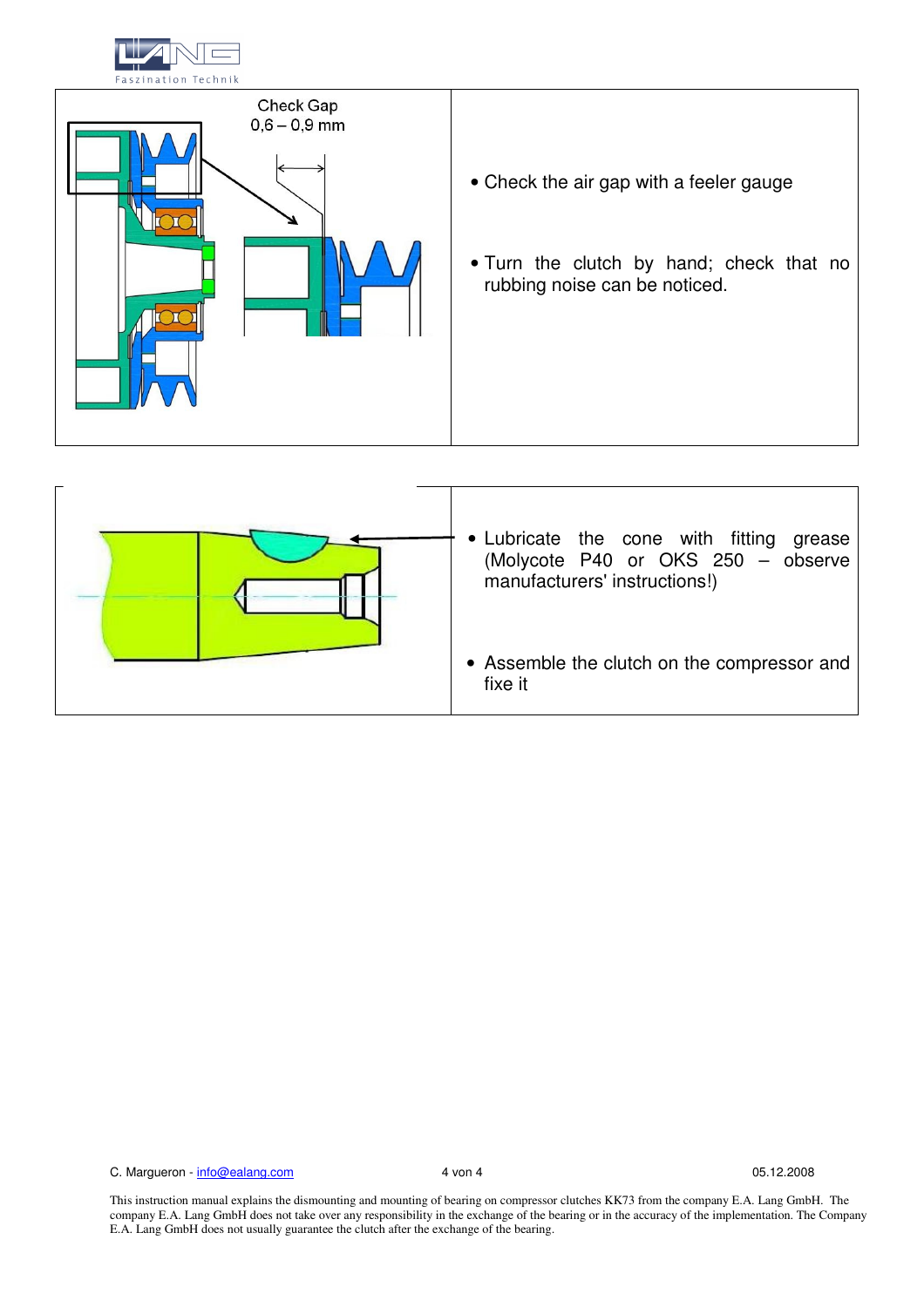Check Gap
0,6 – 0,9 mm

- Check the air gap with a feeler gauge
- Turn the clutch by hand; check that no rubbing noise can be noticed.

- Lubricate the cone with fitting grease (Molycote P40 or OKS 250 – observe manufacturers' instructions!)
- Assemble the clutch on the compressor and fixe it

C. Marguerон - info@ealang.com 05.12.2008

This instruction manual explains the dismounting and mounting of bearing on compressor clutches KK73 from the company E.A. Lang GmbH. The company E.A. Lang GmbH does not take over any responsibility in the exchange of the bearing or in the accuracy of the implementation. The Company E.A. Lang GmbH does not usually guarantee the clutch after the exchange of the bearing.